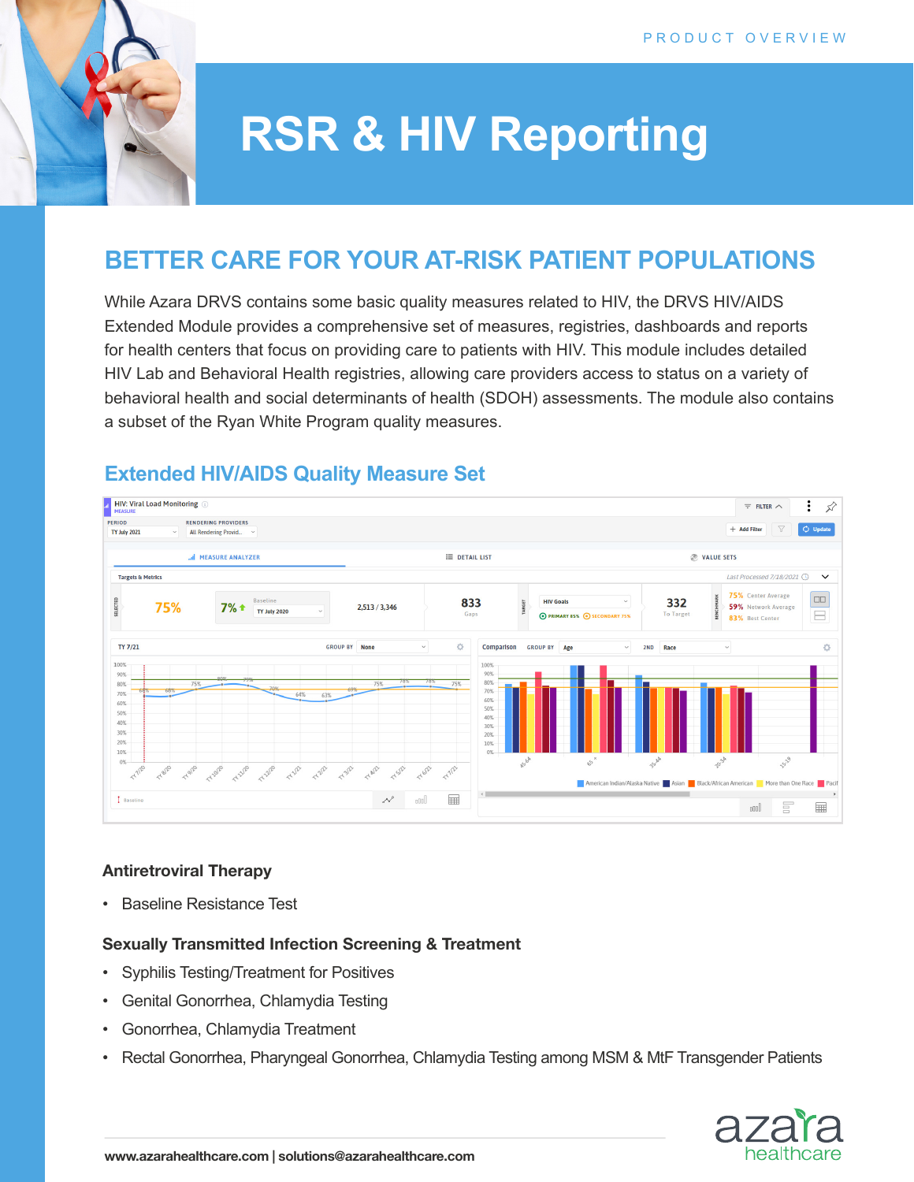PRODUCT OVERVIEW

# RSR & HIV Reporting

## BETTER CARE FOR YOUR AT-RISK PATIENT POPULATIONS

While Azara DRVS contains some basic quality measures related to HIV, the DRVS HIV/AIDS Extended Module provides a comprehensive set of measures, registries, dashboards and reports for health centers that focus on providing care to patients with HIV. This module includes detailed HIV Lab and Behavioral Health registries, allowing care providers access to status on a variety of behavioral health and social determinants of health (SDOH) assessments. The module also contains a subset of the Ryan White Program quality measures.

### Extended HIV/AIDS Quality Measure Set

#### Antiretroviral Therapy

- Baseline Resistance Test

#### Sexually Transmitted Infection Screening & Treatment

- Syphilis Testing/Treatment for Positives
- Genital Gonorrhea, Chlamydia Testing
- Gonorrhea, Chlamydia Treatment
- Rectal Gonorrhea, Pharyngeal Gonorrhea, Chlamydia Testing among MSM & MtF Transgender Patients

www.azarahealthcare.com | solutions@azarahealthcare.com

azara healthcare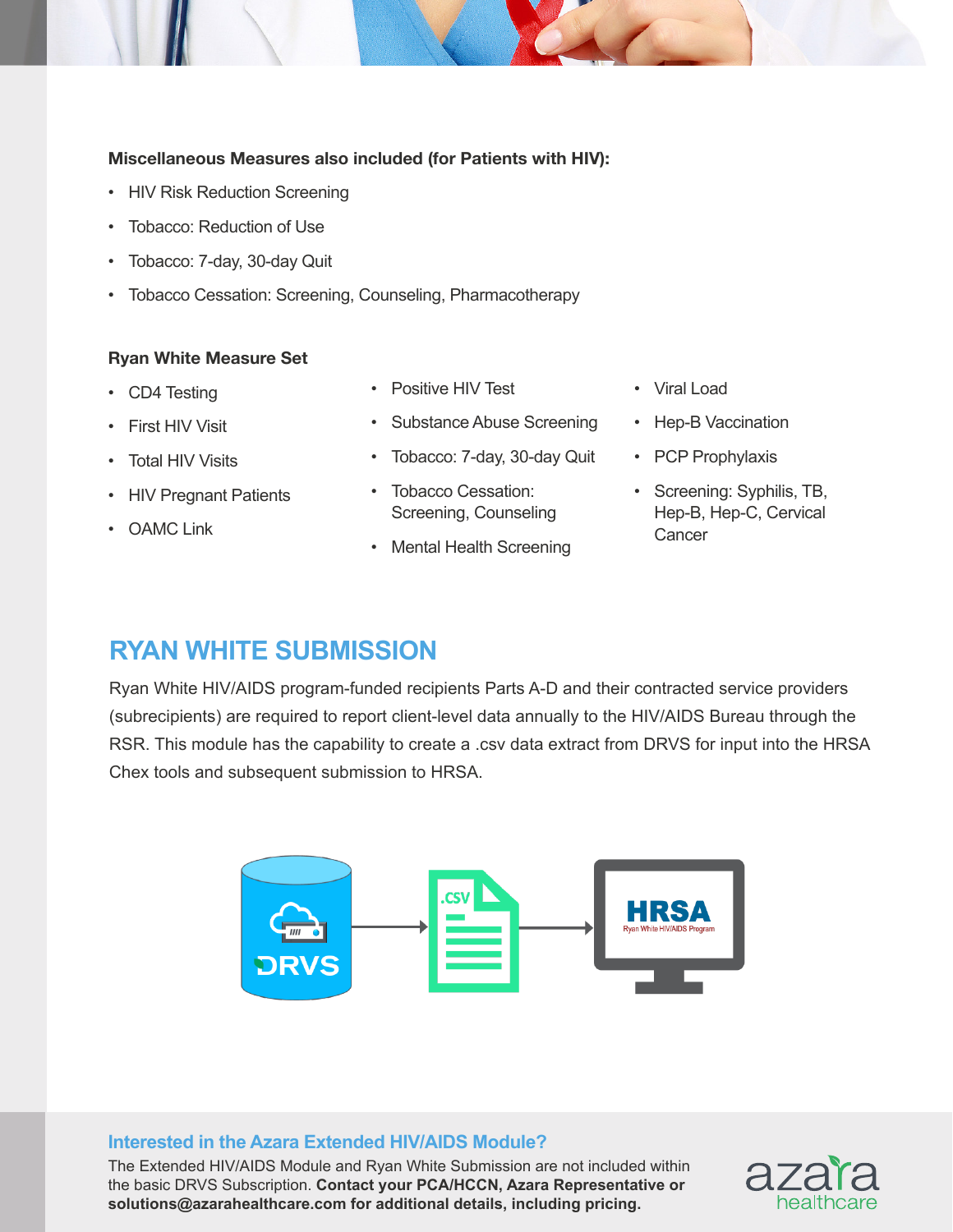**Miscellaneous Measures also included (for Patients with HIV):**

- HIV Risk Reduction Screening
- Tobacco: Reduction of Use
- Tobacco: 7-day, 30-day Quit
- Tobacco Cessation: Screening, Counseling, Pharmacotherapy

**Ryan White Measure Set**

- CD4 Testing
- First HIV Visit
- Total HIV Visits
- HIV Pregnant Patients
- OAMC Link
- Positive HIV Test
- Substance Abuse Screening
- Tobacco: 7-day, 30-day Quit
- Tobacco Cessation: Screening, Counseling
- Mental Health Screening
- Viral Load
- Hep-B Vaccination
- PCP Prophylaxis
- Screening: Syphilis, TB, Hep-B, Hep-C, Cervical Cancer

## RYAN WHITE SUBMISSION

Ryan White HIV/AIDS program-funded recipients Parts A-D and their contracted service providers (subrecipients) are required to report client-level data annually to the HIV/AIDS Bureau through the RSR. This module has the capability to create a .csv data extract from DRVS for input into the HRSA Chex tools and subsequent submission to HRSA.

DRVS

.CSV

HRSA
Ryan White HIV/AIDS Program

### Interested in the Azara Extended HIV/AIDS Module?

The Extended HIV/AIDS Module and Ryan White Submission are not included within the basic DRVS Subscription. **Contact your PCA/HCCN, Azara Representative or solutions@azarahealthcare.com for additional details, including pricing.**

azara healthcare